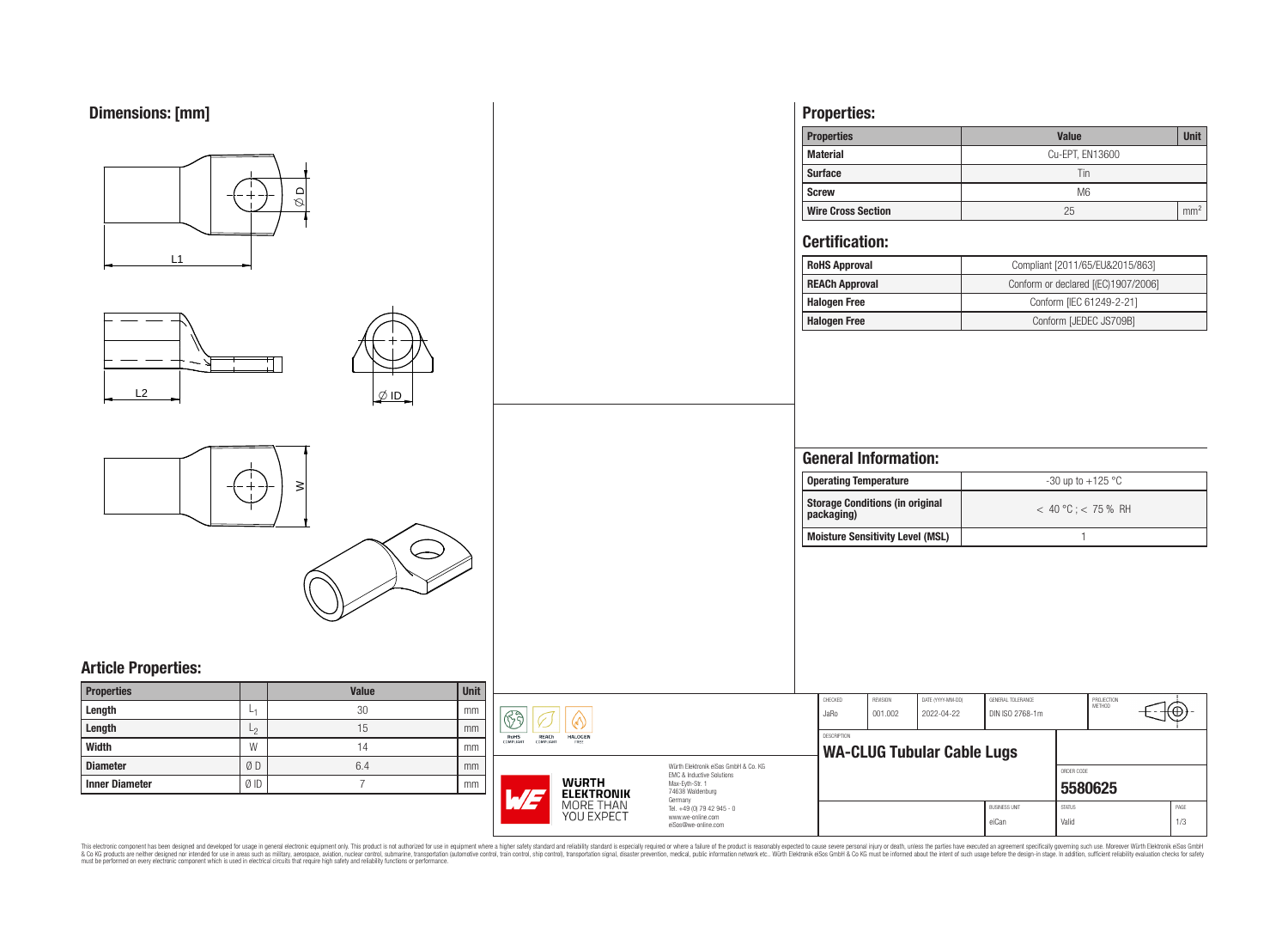## Dimensions: [mm]

## Article Properties:

| Properties | | Value | Unit |
|---|---|---|---|
| Length | $L_1$ | 30 | mm |
| Length | $L_2$ | 15 | mm |
| Width | W | 14 | mm |
| Diameter | Ø D | 6.4 | mm |
| Inner Diameter | Ø ID | 7 | mm |

## Properties:

| Properties | Value | Unit |
|---|---|---|
| Material | Cu-EPT, EN13600 | |
| Surface | Tin | |
| Screw | M6 | |
| Wire Cross Section | 25 | $mm^2$ |

## Certification:

| | |
|---|---|
| RoHS Approval | Compliant [2011/65/EU&2015/863] |
| REACh Approval | Conform or declared [(EC)1907/2006] |
| Halogen Free | Conform [IEC 61249-2-21] |
| Halogen Free | Conform [JEDEC JS709B] |

## General Information:

| | |
|---|---|
| Operating Temperature | -30 up to +125 °C |
| Storage Conditions (in original packaging) | < 40 °C ; < 75 % RH |
| Moisture Sensitivity Level (MSL) | 1 |

| CHECKED | REVISION | DATE (YYYY-MM-DD) | GENERAL TOLERANCE | PROJECTION METHOD |
|---|---|---|---|---|
| JaRo | 001.002 | 2022-04-22 | DIN ISO 2768-1m | |

DESCRIPTION
**WA-CLUG Tubular Cable Lugs**

ORDER CODE
**5580625**

| BUSINESS UNIT | STATUS | PAGE |
|---|---|---|
| eiCan | Valid | 1/3 |

Würth Elektronik eiSos GmbH & Co. KG
EMC & Inductive Solutions
Max-Eyth-Str. 1
74638 Waldenburg
Germany
Tel. +49 (0) 79 42 945 - 0
www.we-online.com
eiSos@we-online.com

WÜRTH ELEKTRONIK MORE THAN YOU EXPECT

This electronic component has been designed and developed for usage in general electronic equipment only. This product is not authorized for use in equipment where a higher safety standard and reliability standard is especially required or where a failure of the product is reasonably expected to cause severe personal injury or death, unless the parties have executed an agreement specifically governing such use. Moreover Würth Elektronik eiSos GmbH & Co KG products are neither designed nor intended for use in areas such as military, aerospace, aviation, nuclear control, submarine, transportation (automotive control, train control, ship control), transportation signal, disaster prevention, medical, public information network etc.. Würth Elektronik eiSos GmbH & Co KG must be informed about the intent of such usage before the design-in stage. In addition, sufficient reliability evaluation checks for safety must be performed on every electronic component which is used in electrical circuits that require high safety and reliability functions or performance.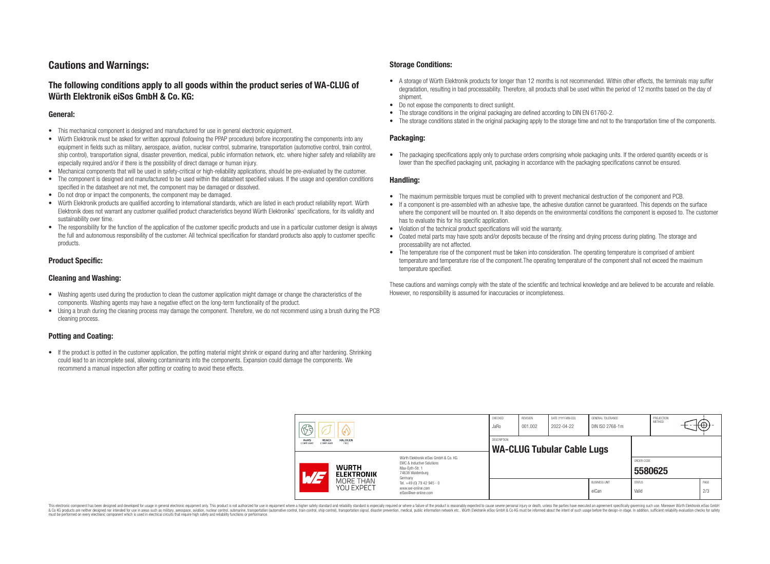# Cautions and Warnings:

## The following conditions apply to all goods within the product series of WA-CLUG of Würth Elektronik eiSos GmbH & Co. KG:

### General:

- This mechanical component is designed and manufactured for use in general electronic equipment.
- Würth Elektronik must be asked for written approval (following the PPAP procedure) before incorporating the components into any equipment in fields such as military, aerospace, aviation, nuclear control, submarine, transportation (automotive control, train control, ship control), transportation signal, disaster prevention, medical, public information network, etc. where higher safety and reliability are especially required and/or if there is the possibility of direct damage or human injury.
- Mechanical components that will be used in safety-critical or high-reliability applications, should be pre-evaluated by the customer.
- The component is designed and manufactured to be used within the datasheet specified values. If the usage and operation conditions specified in the datasheet are not met, the component may be damaged or dissolved.
- Do not drop or impact the components, the component may be damaged.
- Würth Elektronik products are qualified according to international standards, which are listed in each product reliability report. Würth Elektronik does not warrant any customer qualified product characteristics beyond Würth Elektroniks' specifications, for its validity and sustainability over time.
- The responsibility for the function of the application of the customer specific products and use in a particular customer design is always the full and autonomous responsibility of the customer. All technical specification for standard products also apply to customer specific products.

### Product Specific:

### Cleaning and Washing:

- Washing agents used during the production to clean the customer application might damage or change the characteristics of the components. Washing agents may have a negative effect on the long-term functionality of the product.
- Using a brush during the cleaning process may damage the component. Therefore, we do not recommend using a brush during the PCB cleaning process.

### Potting and Coating:

- If the product is potted in the customer application, the potting material might shrink or expand during and after hardening. Shrinking could lead to an incomplete seal, allowing contaminants into the components. Expansion could damage the components. We recommend a manual inspection after potting or coating to avoid these effects.

### Storage Conditions:

- A storage of Würth Elektronik products for longer than 12 months is not recommended. Within other effects, the terminals may suffer degradation, resulting in bad processability. Therefore, all products shall be used within the period of 12 months based on the day of shipment.
- Do not expose the components to direct sunlight.
- The storage conditions in the original packaging are defined according to DIN EN 61760-2.
- The storage conditions stated in the original packaging apply to the storage time and not to the transportation time of the components.

### Packaging:

- The packaging specifications apply only to purchase orders comprising whole packaging units. If the ordered quantity exceeds or is lower than the specified packaging unit, packaging in accordance with the packaging specifications cannot be ensured.

### Handling:

- The maximum permissible torques must be complied with to prevent mechanical destruction of the component and PCB.
- If a component is pre-assembled with an adhesive tape, the adhesive duration cannot be guaranteed. This depends on the surface where the component will be mounted on. It also depends on the environmental conditions the component is exposed to. The customer has to evaluate this for his specific application.
- Violation of the technical product specifications will void the warranty.
- Coated metal parts may have spots and/or deposits because of the rinsing and drying process during plating. The storage and processability are not affected.
- The temperature rise of the component must be taken into consideration. The operating temperature is comprised of ambient temperature and temperature rise of the component.The operating temperature of the component shall not exceed the maximum temperature specified.

These cautions and warnings comply with the state of the scientific and technical knowledge and are believed to be accurate and reliable. However, no responsibility is assumed for inaccuracies or incompleteness.

| CHECKED | REVISION | DATE (YYYY-MM-DD) | GENERAL TOLERANCE | PROJECTION METHOD |
|---|---|---|---|---|
| JaRo | 001.002 | 2022-04-22 | DIN ISO 2768-1m | |

DESCRIPTION: **WA-CLUG Tubular Cable Lugs**

ORDER CODE: **5580625**

| BUSINESS UNIT | STATUS | PAGE |
|---|---|---|
| eiCan | Valid | 2/3 |

Würth Elektronik eiSos GmbH & Co. KG
EMC & Inductive Solutions
Max-Eyth-Str. 1
74638 Waldenburg
Germany
Tel. +49 (0) 79 42 945 - 0
www.we-online.com
eiSos@we-online.com

This electronic component has been designed and developed for usage in general electronic equipment only. This product is not authorized for use in equipment where a higher safety standard and reliability standard is especially required or where a failure of the product is reasonably expected to cause severe personal injury or death, unless the parties have executed an agreement specifically governing such use. Moreover Würth Elektronik eiSos GmbH & Co KG products are neither designed nor intended for use in areas such as military, aerospace, aviation, nuclear control, submarine, transportation (automotive control, train control, ship control), transportation signal, disaster prevention, medical, public information network etc.. Würth Elektronik eiSos GmbH & Co KG must be informed about the intent of such usage before the design-in stage. In addition, sufficient reliability evaluation checks for safety must be performed on every electronic component which is used in electrical circuits that require high safety and reliability functions or performance.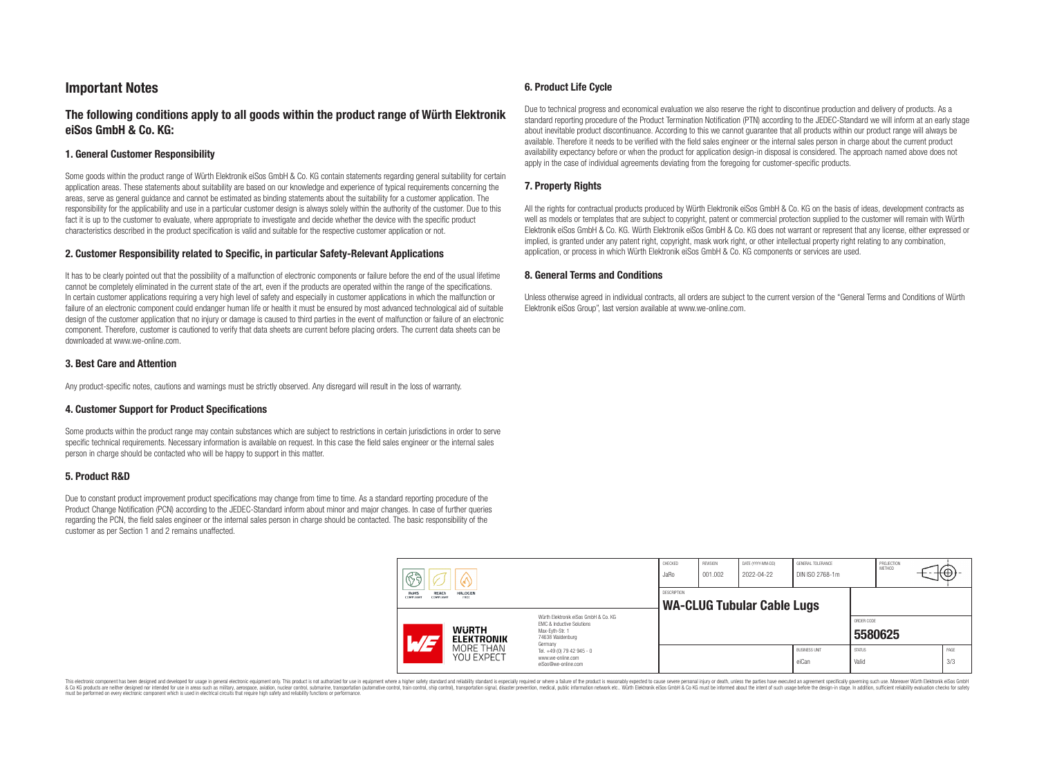# Important Notes

## The following conditions apply to all goods within the product range of Würth Elektronik eiSos GmbH & Co. KG:

### 1. General Customer Responsibility

Some goods within the product range of Würth Elektronik eiSos GmbH & Co. KG contain statements regarding general suitability for certain application areas. These statements about suitability are based on our knowledge and experience of typical requirements concerning the areas, serve as general guidance and cannot be estimated as binding statements about the suitability for a customer application. The responsibility for the applicability and use in a particular customer design is always solely within the authority of the customer. Due to this fact it is up to the customer to evaluate, where appropriate to investigate and decide whether the device with the specific product characteristics described in the product specification is valid and suitable for the respective customer application or not.

### 2. Customer Responsibility related to Specific, in particular Safety-Relevant Applications

It has to be clearly pointed out that the possibility of a malfunction of electronic components or failure before the end of the usual lifetime cannot be completely eliminated in the current state of the art, even if the products are operated within the range of the specifications. In certain customer applications requiring a very high level of safety and especially in customer applications in which the malfunction or failure of an electronic component could endanger human life or health it must be ensured by most advanced technological aid of suitable design of the customer application that no injury or damage is caused to third parties in the event of malfunction or failure of an electronic component. Therefore, customer is cautioned to verify that data sheets are current before placing orders. The current data sheets can be downloaded at www.we-online.com.

### 3. Best Care and Attention

Any product-specific notes, cautions and warnings must be strictly observed. Any disregard will result in the loss of warranty.

### 4. Customer Support for Product Specifications

Some products within the product range may contain substances which are subject to restrictions in certain jurisdictions in order to serve specific technical requirements. Necessary information is available on request. In this case the field sales engineer or the internal sales person in charge should be contacted who will be happy to support in this matter.

### 5. Product R&D

Due to constant product improvement product specifications may change from time to time. As a standard reporting procedure of the Product Change Notification (PCN) according to the JEDEC-Standard inform about minor and major changes. In case of further queries regarding the PCN, the field sales engineer or the internal sales person in charge should be contacted. The basic responsibility of the customer as per Section 1 and 2 remains unaffected.

### 6. Product Life Cycle

Due to technical progress and economical evaluation we also reserve the right to discontinue production and delivery of products. As a standard reporting procedure of the Product Termination Notification (PTN) according to the JEDEC-Standard we will inform at an early stage about inevitable product discontinuance. According to this we cannot guarantee that all products within our product range will always be available. Therefore it needs to be verified with the field sales engineer or the internal sales person in charge about the current product availability expectancy before or when the product for application design-in disposal is considered. The approach named above does not apply in the case of individual agreements deviating from the foregoing for customer-specific products.

### 7. Property Rights

All the rights for contractual products produced by Würth Elektronik eiSos GmbH & Co. KG on the basis of ideas, development contracts as well as models or templates that are subject to copyright, patent or commercial protection supplied to the customer will remain with Würth Elektronik eiSos GmbH & Co. KG. Würth Elektronik eiSos GmbH & Co. KG does not warrant or represent that any license, either expressed or implied, is granted under any patent right, copyright, mask work right, or other intellectual property right relating to any combination, application, or process in which Würth Elektronik eiSos GmbH & Co. KG components or services are used.

### 8. General Terms and Conditions

Unless otherwise agreed in individual contracts, all orders are subject to the current version of the "General Terms and Conditions of Würth Elektronik eiSos Group", last version available at www.we-online.com.

| | | | | | | |
|---|---|---|---|---|---|---|
| RoHS COMPLIANT / REACh COMPLIANT / HALOGEN FREE | CHECKED JaRo | REVISION 001.002 | DATE (YYYY-MM-DD) 2022-04-22 | GENERAL TOLERANCE DIN ISO 2768-1m | PROJECTION METHOD | |
| | DESCRIPTION **WA-CLUG Tubular Cable Lugs** | | | | | |
| WÜRTH ELEKTRONIK MORE THAN YOU EXPECT — Würth Elektronik eiSos GmbH & Co. KG, EMC & Inductive Solutions, Max-Eyth-Str. 1, 74638 Waldenburg, Germany, Tel. +49 (0) 79 42 945 - 0, www.we-online.com, eiSos@we-online.com | | | | | ORDER CODE **5580625** | |
| | | | | BUSINESS UNIT eiCan | STATUS Valid | PAGE 3/3 |

This electronic component has been designed and developed for usage in general electronic equipment only. This product is not authorized for use in equipment where a higher safety standard and reliability standard is especially required or where a failure of the product is reasonably expected to cause severe personal injury or death, unless the parties have executed an agreement specifically governing such use. Moreover Würth Elektronik eiSos GmbH & Co KG products are neither designed nor intended for use in areas such as military, aerospace, aviation, nuclear control, submarine, transportation (automotive control, train control, ship control), transportation signal, disaster prevention, medical, public information network etc.. Würth Elektronik eiSos GmbH & Co KG must be informed about the intent of such usage before the design-in stage. In addition, sufficient reliability evaluation checks for safety must be performed on every electronic component which is used in electrical circuits that require high safety and reliability functions or performance.